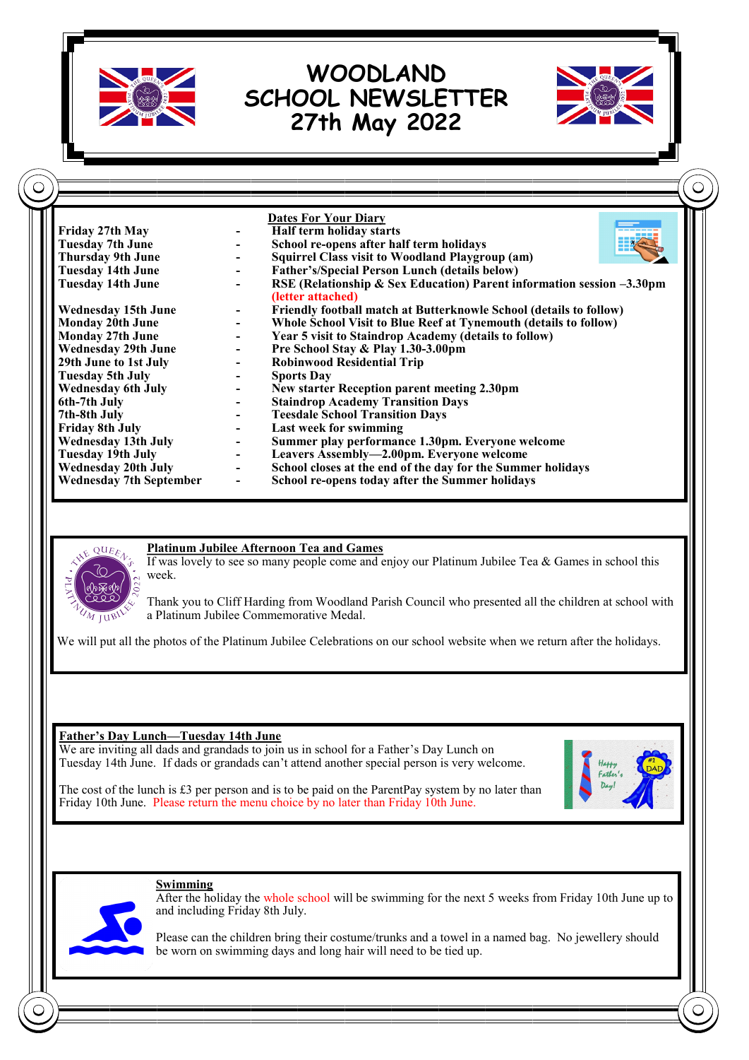# WOODLAND SCHOOL NEWSLETTER

## 27th May 2022

### Dates For Your Diary

| Date | | Event |
|---|---|---|
| **Friday 27th May** | - | **Half term holiday starts** |
| **Tuesday 7th June** | - | **School re-opens after half term holidays** |
| **Thursday 9th June** | - | **Squirrel Class visit to Woodland Playgroup (am)** |
| **Tuesday 14th June** | - | **Father's/Special Person Lunch (details below)** |
| **Tuesday 14th June** | - | **RSE (Relationship & Sex Education) Parent information session –3.30pm (letter attached)** |
| **Wednesday 15th June** | - | **Friendly football match at Butterknowle School (details to follow)** |
| **Monday 20th June** | - | **Whole School Visit to Blue Reef at Tynemouth (details to follow)** |
| **Monday 27th June** | - | **Year 5 visit to Staindrop Academy (details to follow)** |
| **Wednesday 29th June** | - | **Pre School Stay & Play 1.30-3.00pm** |
| **29th June to 1st July** | - | **Robinwood Residential Trip** |
| **Tuesday 5th July** | - | **Sports Day** |
| **Wednesday 6th July** | - | **New starter Reception parent meeting 2.30pm** |
| **6th-7th July** | - | **Staindrop Academy Transition Days** |
| **7th-8th July** | - | **Teesdale School Transition Days** |
| **Friday 8th July** | - | **Last week for swimming** |
| **Wednesday 13th July** | - | **Summer play performance 1.30pm. Everyone welcome** |
| **Tuesday 19th July** | - | **Leavers Assembly—2.00pm. Everyone welcome** |
| **Wednesday 20th July** | - | **School closes at the end of the day for the Summer holidays** |
| **Wednesday 7th September** | - | **School re-opens today after the Summer holidays** |

### Platinum Jubilee Afternoon Tea and Games

If was lovely to see so many people come and enjoy our Platinum Jubilee Tea & Games in school this week.

Thank you to Cliff Harding from Woodland Parish Council who presented all the children at school with a Platinum Jubilee Commemorative Medal.

We will put all the photos of the Platinum Jubilee Celebrations on our school website when we return after the holidays.

### Father's Day Lunch—Tuesday 14th June

We are inviting all dads and grandads to join us in school for a Father's Day Lunch on Tuesday 14th June. If dads or grandads can't attend another special person is very welcome.

The cost of the lunch is £3 per person and is to be paid on the ParentPay system by no later than Friday 10th June. Please return the menu choice by no later than Friday 10th June.

### Swimming

After the holiday the whole school will be swimming for the next 5 weeks from Friday 10th June up to and including Friday 8th July.

Please can the children bring their costume/trunks and a towel in a named bag. No jewellery should be worn on swimming days and long hair will need to be tied up.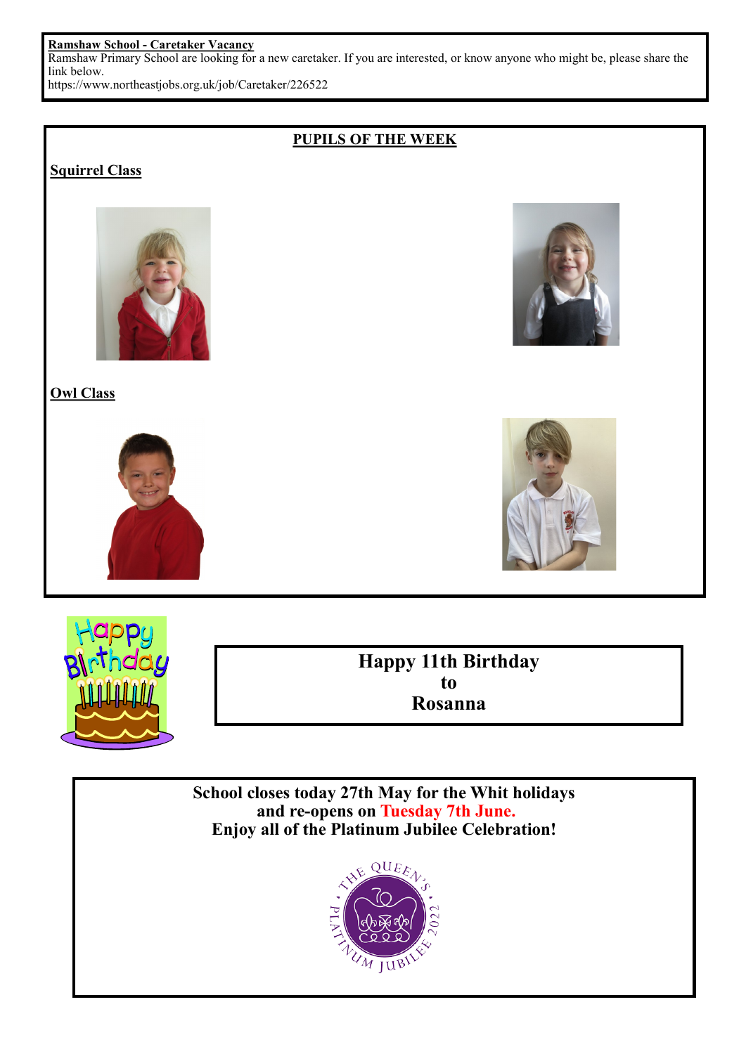**Ramshaw School - Caretaker Vacancy**

Ramshaw Primary School are looking for a new caretaker. If you are interested, or know anyone who might be, please share the link below.

https://www.northeastjobs.org.uk/job/Caretaker/226522

## PUPILS OF THE WEEK

**Squirrel Class**

**Owl Class**

**Happy 11th Birthday**
**to**
**Rosanna**

**School closes today 27th May for the Whit holidays and re-opens on Tuesday 7th June.**
**Enjoy all of the Platinum Jubilee Celebration!**